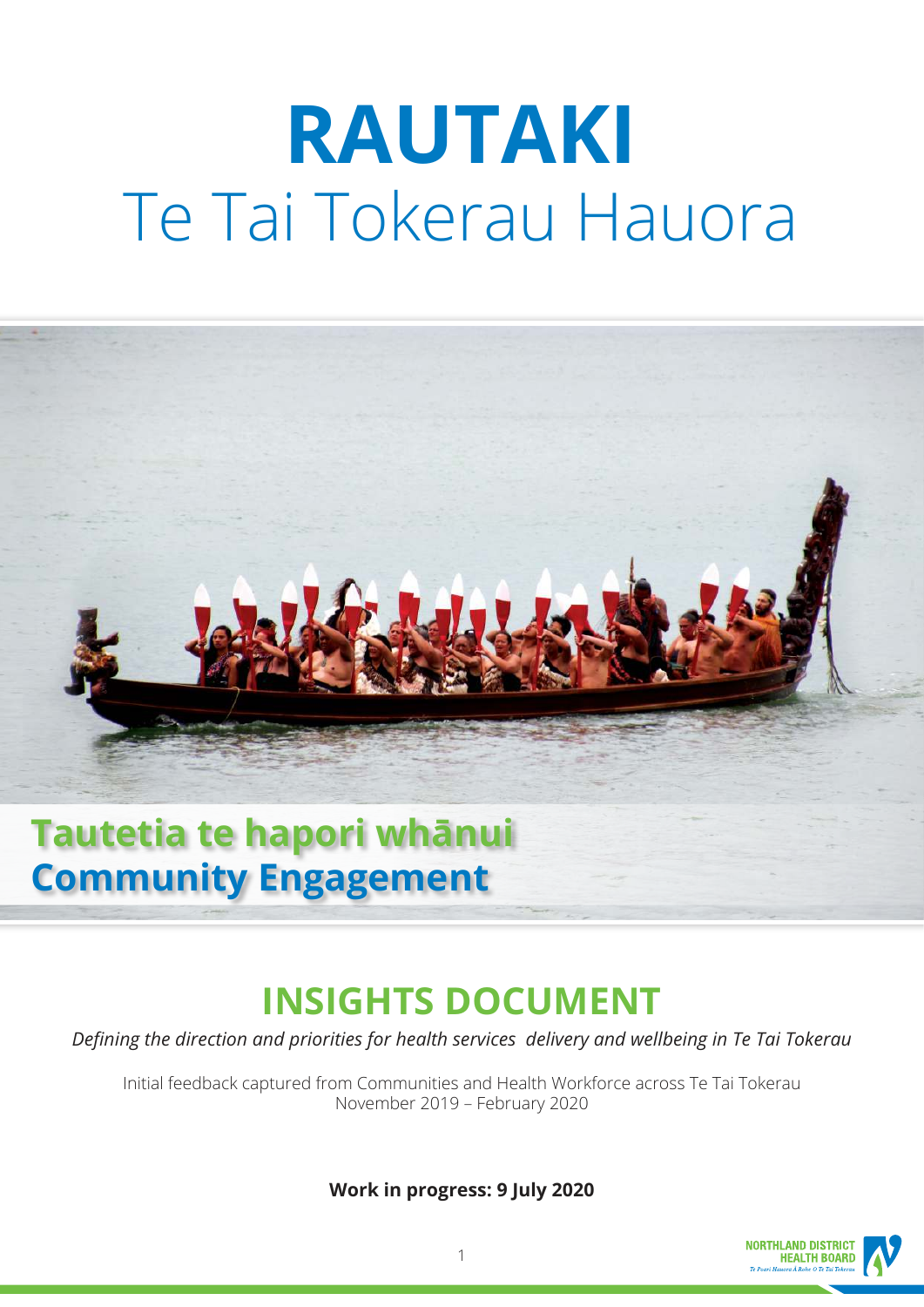# RAUTAKI

Te Tai Tokerau Hauora

## Tautetia te hapori whānui
## Community Engagement

## INSIGHTS DOCUMENT

*Defining the direction and priorities for health services delivery and wellbeing in Te Tai Tokerau*

Initial feedback captured from Communities and Health Workforce across Te Tai Tokerau
November 2019 – February 2020

**Work in progress: 9 July 2020**

NORTHLAND DISTRICT HEALTH BOARD
Te Poari Hauora A Rohe O Te Tai Tokerau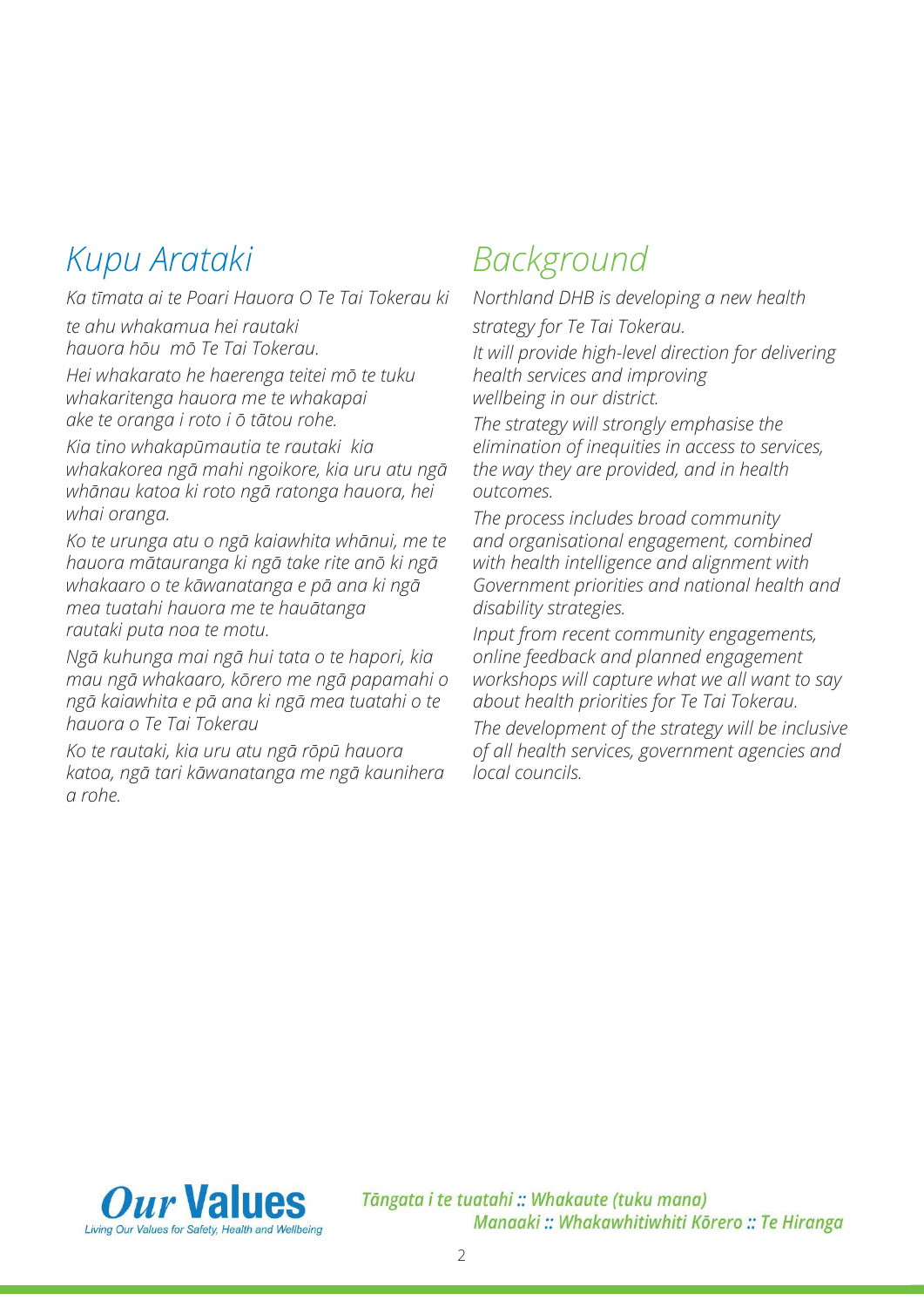# *Kupu Arataki*

*Ka tīmata ai te Poari Hauora O Te Tai Tokerau ki te ahu whakamua hei rautaki hauora hōu mō Te Tai Tokerau.*

*Hei whakarato he haerenga teitei mō te tuku whakaritenga hauora me te whakapai ake te oranga i roto i ō tātou rohe.*

*Kia tino whakapūmautia te rautaki kia whakakorea ngā mahi ngoikore, kia uru atu ngā whānau katoa ki roto ngā ratonga hauora, hei whai oranga.*

*Ko te urunga atu o ngā kaiawhita whānui, me te hauora mātauranga ki ngā take rite anō ki ngā whakaaro o te kāwanatanga e pā ana ki ngā mea tuatahi hauora me te hauātanga rautaki puta noa te motu.*

*Ngā kuhunga mai ngā hui tata o te hapori, kia mau ngā whakaaro, kōrero me ngā papamahi o ngā kaiawhita e pā ana ki ngā mea tuatahi o te hauora o Te Tai Tokerau*

*Ko te rautaki, kia uru atu ngā rōpū hauora katoa, ngā tari kāwanatanga me ngā kaunihera a rohe.*

# *Background*

*Northland DHB is developing a new health strategy for Te Tai Tokerau.*

*It will provide high-level direction for delivering health services and improving wellbeing in our district.*

*The strategy will strongly emphasise the elimination of inequities in access to services, the way they are provided, and in health outcomes.*

*The process includes broad community and organisational engagement, combined with health intelligence and alignment with Government priorities and national health and disability strategies.*

*Input from recent community engagements, online feedback and planned engagement workshops will capture what we all want to say about health priorities for Te Tai Tokerau.*

*The development of the strategy will be inclusive of all health services, government agencies and local councils.*

**Our Values**
Living Our Values for Safety, Health and Wellbeing

*Tāngata i te tuatahi :: Whakaute (tuku mana)*
*Manaaki :: Whakawhitiwhiti Kōrero :: Te Hiranga*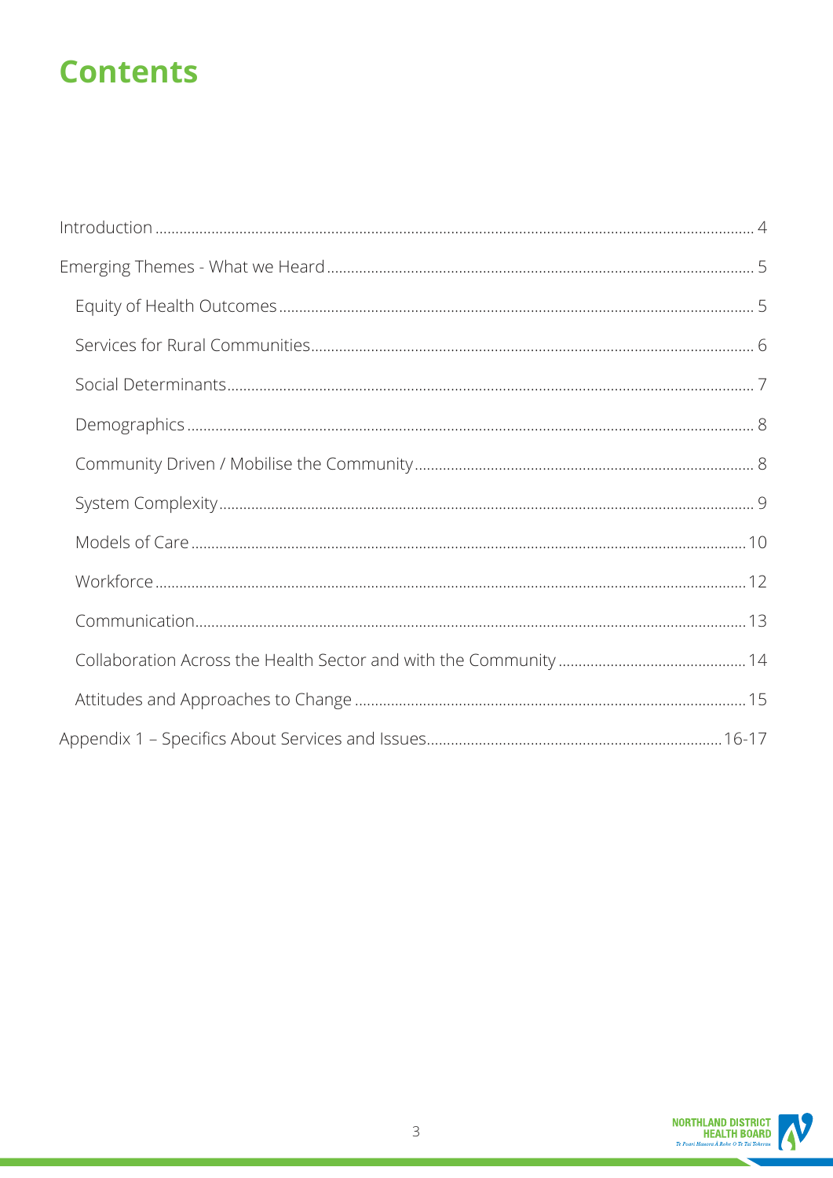# Contents

- Introduction ... 4
- Emerging Themes - What we Heard ... 5
  - Equity of Health Outcomes ... 5
  - Services for Rural Communities ... 6
  - Social Determinants ... 7
  - Demographics ... 8
  - Community Driven / Mobilise the Community ... 8
  - System Complexity ... 9
  - Models of Care ... 10
  - Workforce ... 12
  - Communication ... 13
  - Collaboration Across the Health Sector and with the Community ... 14
  - Attitudes and Approaches to Change ... 15
- Appendix 1 – Specifics About Services and Issues ... 16-17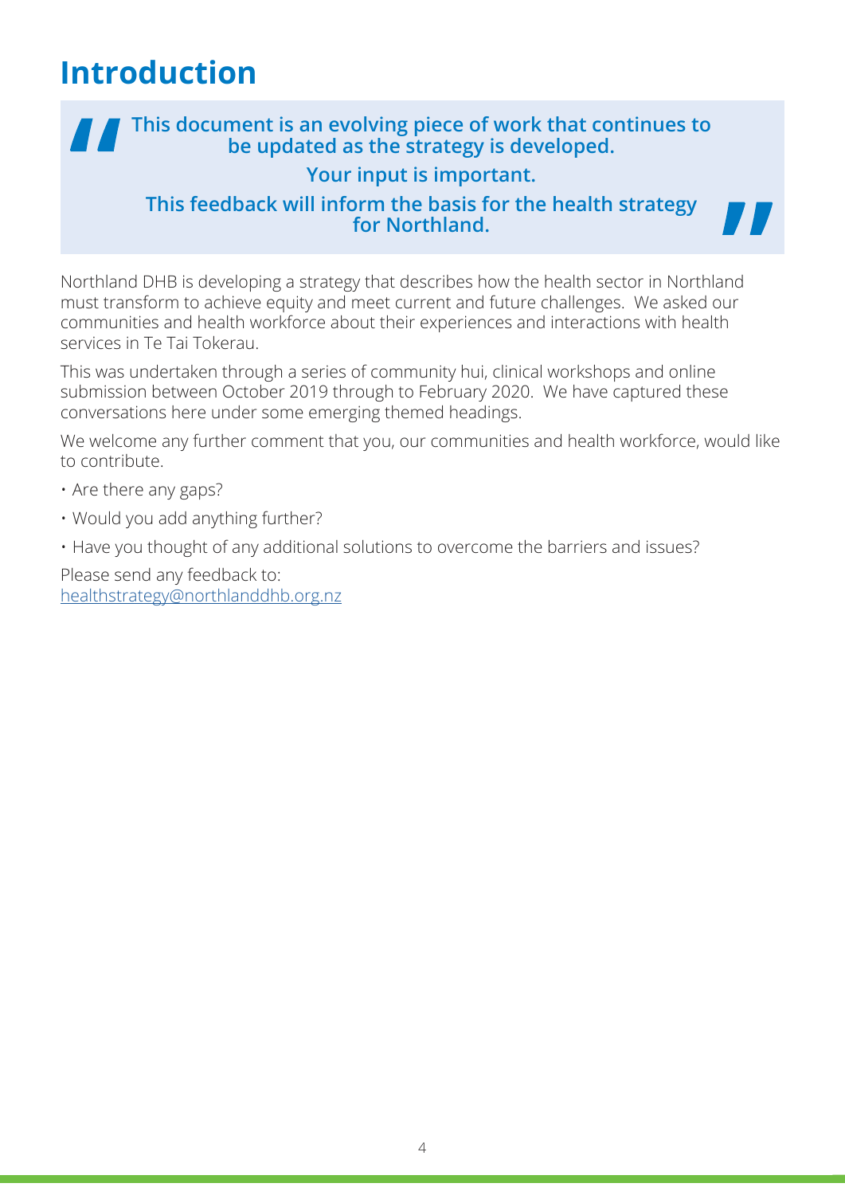# Introduction

> **This document is an evolving piece of work that continues to be updated as the strategy is developed.**
>
> **Your input is important.**
>
> **This feedback will inform the basis for the health strategy for Northland.**

Northland DHB is developing a strategy that describes how the health sector in Northland must transform to achieve equity and meet current and future challenges. We asked our communities and health workforce about their experiences and interactions with health services in Te Tai Tokerau.

This was undertaken through a series of community hui, clinical workshops and online submission between October 2019 through to February 2020. We have captured these conversations here under some emerging themed headings.

We welcome any further comment that you, our communities and health workforce, would like to contribute.

- Are there any gaps?
- Would you add anything further?
- Have you thought of any additional solutions to overcome the barriers and issues?

Please send any feedback to:
healthstrategy@northlanddhb.org.nz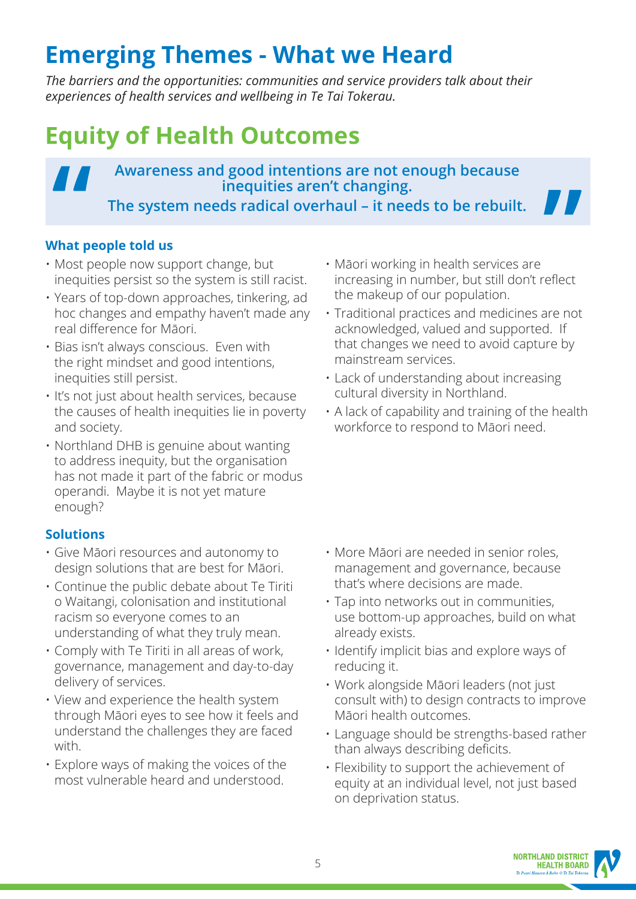# Emerging Themes - What we Heard

*The barriers and the opportunities: communities and service providers talk about their experiences of health services and wellbeing in Te Tai Tokerau.*

# Equity of Health Outcomes

> **Awareness and good intentions are not enough because inequities aren't changing.**
> **The system needs radical overhaul – it needs to be rebuilt.**

### What people told us

- Most people now support change, but inequities persist so the system is still racist.
- Years of top-down approaches, tinkering, ad hoc changes and empathy haven't made any real difference for Māori.
- Bias isn't always conscious. Even with the right mindset and good intentions, inequities still persist.
- It's not just about health services, because the causes of health inequities lie in poverty and society.
- Northland DHB is genuine about wanting to address inequity, but the organisation has not made it part of the fabric or modus operandi. Maybe it is not yet mature enough?
- Māori working in health services are increasing in number, but still don't reflect the makeup of our population.
- Traditional practices and medicines are not acknowledged, valued and supported. If that changes we need to avoid capture by mainstream services.
- Lack of understanding about increasing cultural diversity in Northland.
- A lack of capability and training of the health workforce to respond to Māori need.

### Solutions

- Give Māori resources and autonomy to design solutions that are best for Māori.
- Continue the public debate about Te Tiriti o Waitangi, colonisation and institutional racism so everyone comes to an understanding of what they truly mean.
- Comply with Te Tiriti in all areas of work, governance, management and day-to-day delivery of services.
- View and experience the health system through Māori eyes to see how it feels and understand the challenges they are faced with.
- Explore ways of making the voices of the most vulnerable heard and understood.
- More Māori are needed in senior roles, management and governance, because that's where decisions are made.
- Tap into networks out in communities, use bottom-up approaches, build on what already exists.
- Identify implicit bias and explore ways of reducing it.
- Work alongside Māori leaders (not just consult with) to design contracts to improve Māori health outcomes.
- Language should be strengths-based rather than always describing deficits.
- Flexibility to support the achievement of equity at an individual level, not just based on deprivation status.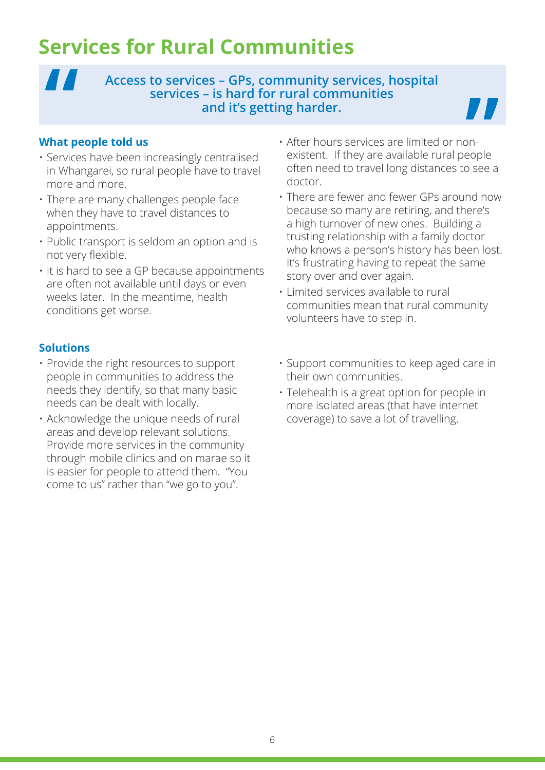# Services for Rural Communities

> **Access to services – GPs, community services, hospital services – is hard for rural communities and it's getting harder.**

### What people told us

- Services have been increasingly centralised in Whangarei, so rural people have to travel more and more.
- There are many challenges people face when they have to travel distances to appointments.
- Public transport is seldom an option and is not very flexible.
- It is hard to see a GP because appointments are often not available until days or even weeks later. In the meantime, health conditions get worse.
- After hours services are limited or non-existent. If they are available rural people often need to travel long distances to see a doctor.
- There are fewer and fewer GPs around now because so many are retiring, and there's a high turnover of new ones. Building a trusting relationship with a family doctor who knows a person's history has been lost. It's frustrating having to repeat the same story over and over again.
- Limited services available to rural communities mean that rural community volunteers have to step in.

### Solutions

- Provide the right resources to support people in communities to address the needs they identify, so that many basic needs can be dealt with locally.
- Acknowledge the unique needs of rural areas and develop relevant solutions. Provide more services in the community through mobile clinics and on marae so it is easier for people to attend them. "You come to us" rather than "we go to you".
- Support communities to keep aged care in their own communities.
- Telehealth is a great option for people in more isolated areas (that have internet coverage) to save a lot of travelling.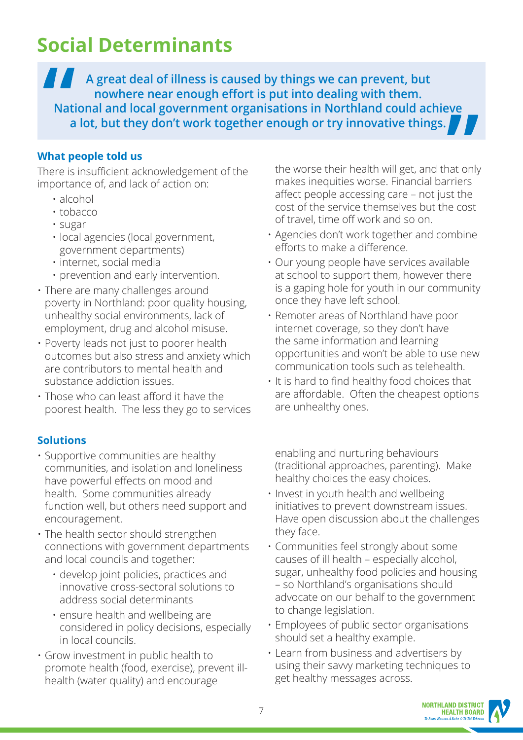# Social Determinants

> **A great deal of illness is caused by things we can prevent, but nowhere near enough effort is put into dealing with them. National and local government organisations in Northland could achieve a lot, but they don't work together enough or try innovative things.**

### What people told us

There is insufficient acknowledgement of the importance of, and lack of action on:

- alcohol
- tobacco
- sugar
- local agencies (local government, government departments)
- internet, social media
- prevention and early intervention.

- There are many challenges around poverty in Northland: poor quality housing, unhealthy social environments, lack of employment, drug and alcohol misuse.
- Poverty leads not just to poorer health outcomes but also stress and anxiety which are contributors to mental health and substance addiction issues.
- Those who can least afford it have the poorest health. The less they go to services the worse their health will get, and that only makes inequities worse. Financial barriers affect people accessing care – not just the cost of the service themselves but the cost of travel, time off work and so on.
- Agencies don't work together and combine efforts to make a difference.
- Our young people have services available at school to support them, however there is a gaping hole for youth in our community once they have left school.
- Remoter areas of Northland have poor internet coverage, so they don't have the same information and learning opportunities and won't be able to use new communication tools such as telehealth.
- It is hard to find healthy food choices that are affordable. Often the cheapest options are unhealthy ones.

### Solutions

- Supportive communities are healthy communities, and isolation and loneliness have powerful effects on mood and health. Some communities already function well, but others need support and encouragement.
- The health sector should strengthen connections with government departments and local councils and together:
  - develop joint policies, practices and innovative cross-sectoral solutions to address social determinants
  - ensure health and wellbeing are considered in policy decisions, especially in local councils.
- Grow investment in public health to promote health (food, exercise), prevent ill-health (water quality) and encourage enabling and nurturing behaviours (traditional approaches, parenting). Make healthy choices the easy choices.
- Invest in youth health and wellbeing initiatives to prevent downstream issues. Have open discussion about the challenges they face.
- Communities feel strongly about some causes of ill health – especially alcohol, sugar, unhealthy food policies and housing – so Northland's organisations should advocate on our behalf to the government to change legislation.
- Employees of public sector organisations should set a healthy example.
- Learn from business and advertisers by using their savvy marketing techniques to get healthy messages across.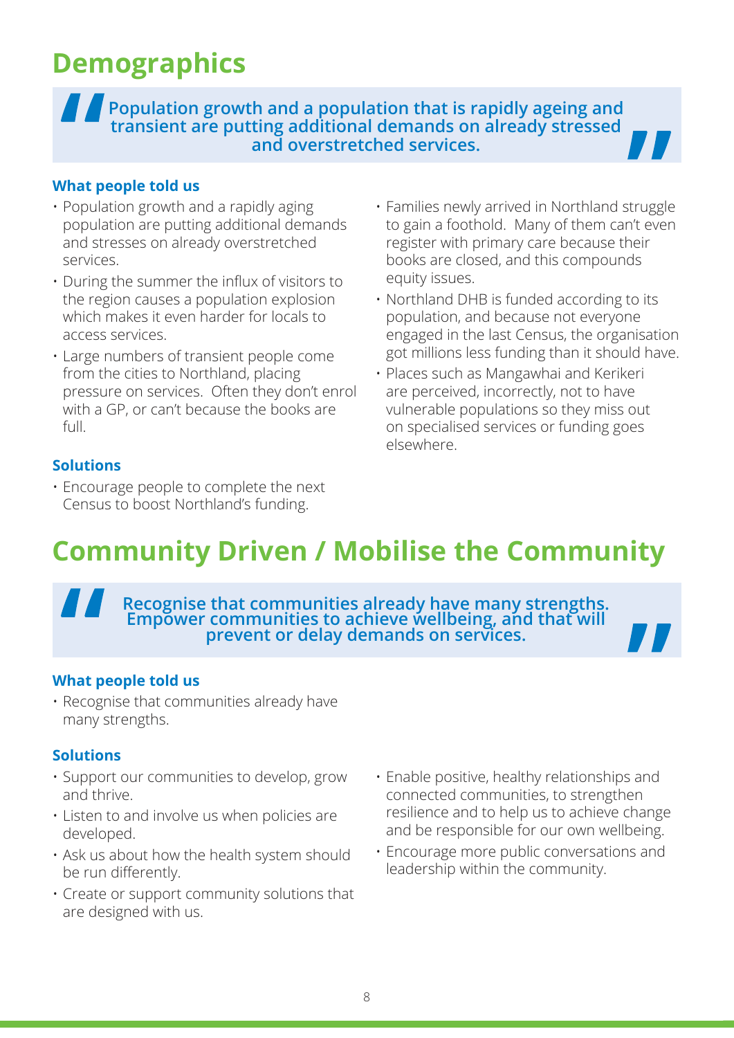# Demographics

> **Population growth and a population that is rapidly ageing and transient are putting additional demands on already stressed and overstretched services.**

### What people told us

- Population growth and a rapidly aging population are putting additional demands and stresses on already overstretched services.
- During the summer the influx of visitors to the region causes a population explosion which makes it even harder for locals to access services.
- Large numbers of transient people come from the cities to Northland, placing pressure on services. Often they don't enrol with a GP, or can't because the books are full.
- Families newly arrived in Northland struggle to gain a foothold. Many of them can't even register with primary care because their books are closed, and this compounds equity issues.
- Northland DHB is funded according to its population, and because not everyone engaged in the last Census, the organisation got millions less funding than it should have.
- Places such as Mangawhai and Kerikeri are perceived, incorrectly, not to have vulnerable populations so they miss out on specialised services or funding goes elsewhere.

### Solutions

- Encourage people to complete the next Census to boost Northland's funding.

# Community Driven / Mobilise the Community

> **Recognise that communities already have many strengths. Empower communities to achieve wellbeing, and that will prevent or delay demands on services.**

### What people told us

- Recognise that communities already have many strengths.

### Solutions

- Support our communities to develop, grow and thrive.
- Listen to and involve us when policies are developed.
- Ask us about how the health system should be run differently.
- Create or support community solutions that are designed with us.
- Enable positive, healthy relationships and connected communities, to strengthen resilience and to help us to achieve change and be responsible for our own wellbeing.
- Encourage more public conversations and leadership within the community.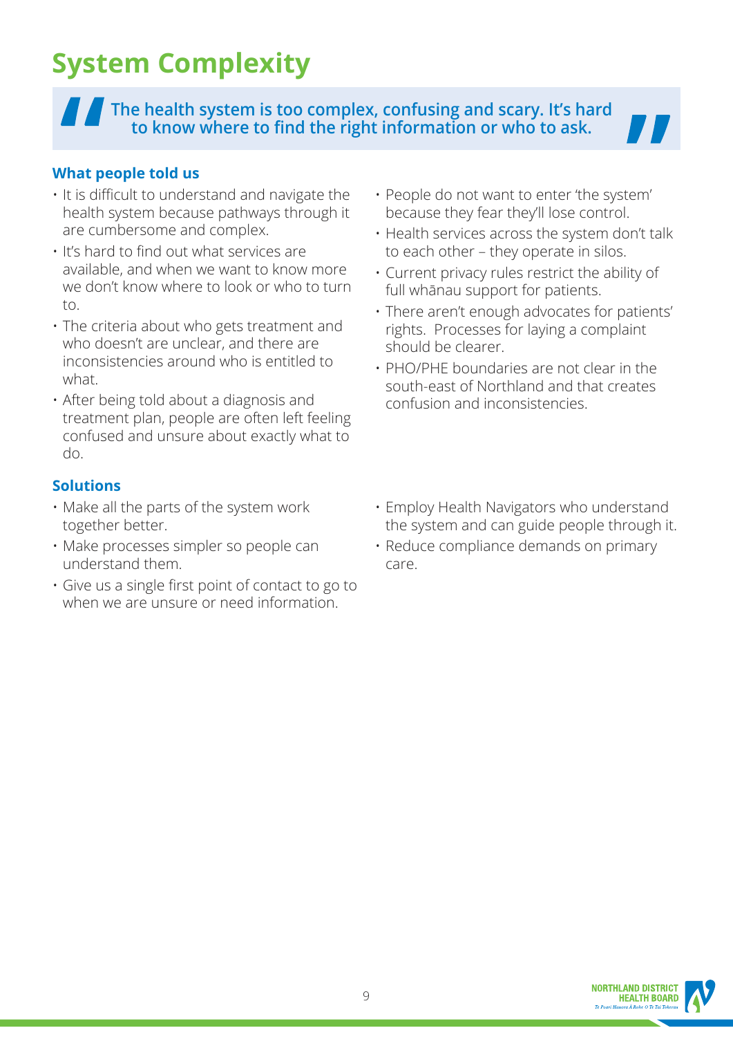# System Complexity

> **"The health system is too complex, confusing and scary. It's hard to know where to find the right information or who to ask."**

### What people told us

- It is difficult to understand and navigate the health system because pathways through it are cumbersome and complex.
- It's hard to find out what services are available, and when we want to know more we don't know where to look or who to turn to.
- The criteria about who gets treatment and who doesn't are unclear, and there are inconsistencies around who is entitled to what.
- After being told about a diagnosis and treatment plan, people are often left feeling confused and unsure about exactly what to do.
- People do not want to enter 'the system' because they fear they'll lose control.
- Health services across the system don't talk to each other – they operate in silos.
- Current privacy rules restrict the ability of full whānau support for patients.
- There aren't enough advocates for patients' rights. Processes for laying a complaint should be clearer.
- PHO/PHE boundaries are not clear in the south-east of Northland and that creates confusion and inconsistencies.

### Solutions

- Make all the parts of the system work together better.
- Make processes simpler so people can understand them.
- Give us a single first point of contact to go to when we are unsure or need information.
- Employ Health Navigators who understand the system and can guide people through it.
- Reduce compliance demands on primary care.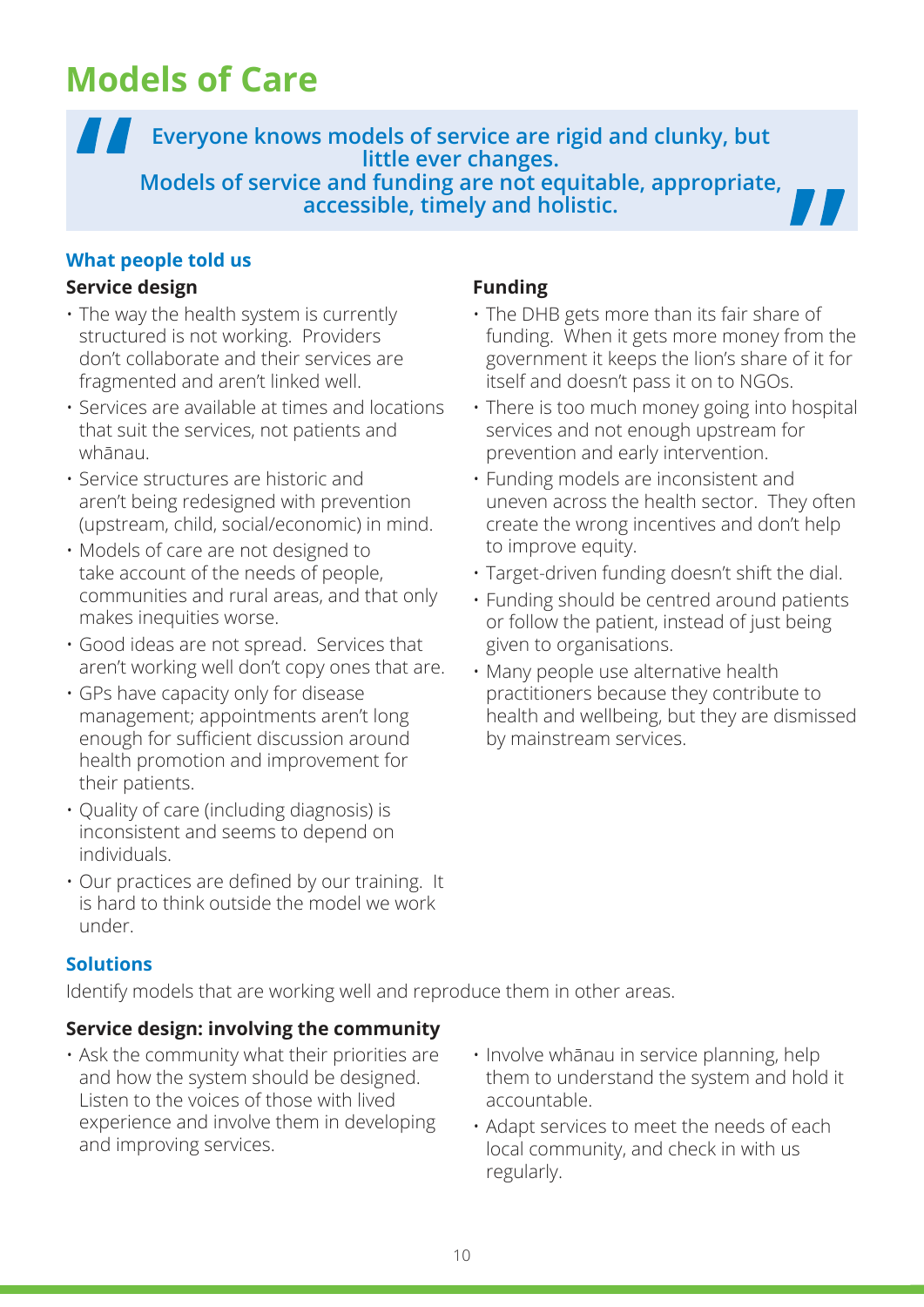# Models of Care

> **Everyone knows models of service are rigid and clunky, but little ever changes.**
> **Models of service and funding are not equitable, appropriate, accessible, timely and holistic.**

## What people told us

### Service design

- The way the health system is currently structured is not working. Providers don't collaborate and their services are fragmented and aren't linked well.
- Services are available at times and locations that suit the services, not patients and whānau.
- Service structures are historic and aren't being redesigned with prevention (upstream, child, social/economic) in mind.
- Models of care are not designed to take account of the needs of people, communities and rural areas, and that only makes inequities worse.
- Good ideas are not spread. Services that aren't working well don't copy ones that are.
- GPs have capacity only for disease management; appointments aren't long enough for sufficient discussion around health promotion and improvement for their patients.
- Quality of care (including diagnosis) is inconsistent and seems to depend on individuals.
- Our practices are defined by our training. It is hard to think outside the model we work under.

### Funding

- The DHB gets more than its fair share of funding. When it gets more money from the government it keeps the lion's share of it for itself and doesn't pass it on to NGOs.
- There is too much money going into hospital services and not enough upstream for prevention and early intervention.
- Funding models are inconsistent and uneven across the health sector. They often create the wrong incentives and don't help to improve equity.
- Target-driven funding doesn't shift the dial.
- Funding should be centred around patients or follow the patient, instead of just being given to organisations.
- Many people use alternative health practitioners because they contribute to health and wellbeing, but they are dismissed by mainstream services.

## Solutions

Identify models that are working well and reproduce them in other areas.

### Service design: involving the community

- Ask the community what their priorities are and how the system should be designed. Listen to the voices of those with lived experience and involve them in developing and improving services.
- Involve whānau in service planning, help them to understand the system and hold it accountable.
- Adapt services to meet the needs of each local community, and check in with us regularly.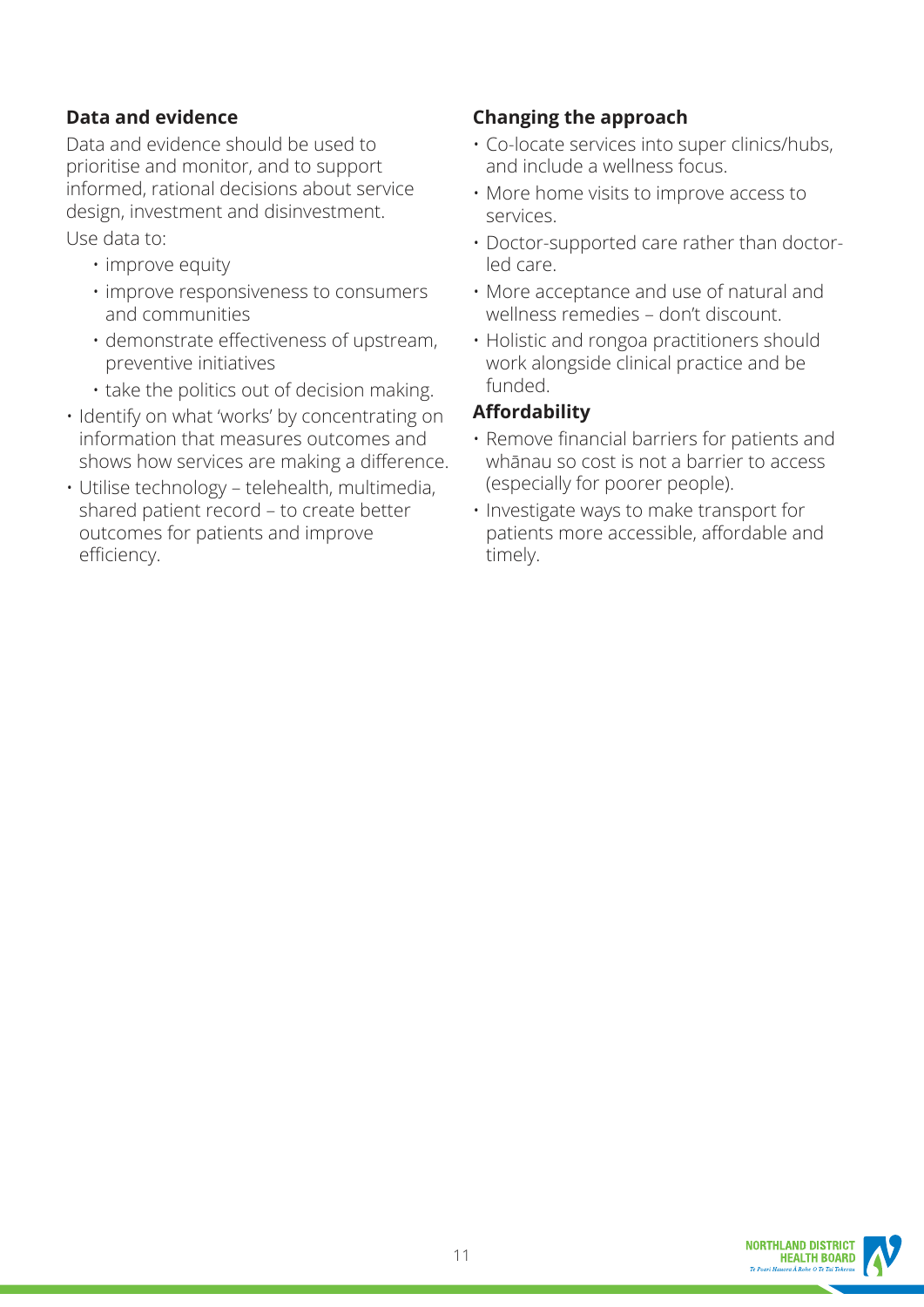### Data and evidence

Data and evidence should be used to prioritise and monitor, and to support informed, rational decisions about service design, investment and disinvestment.

Use data to:

- improve equity
- improve responsiveness to consumers and communities
- demonstrate effectiveness of upstream, preventive initiatives
- take the politics out of decision making.

- Identify on what 'works' by concentrating on information that measures outcomes and shows how services are making a difference.
- Utilise technology – telehealth, multimedia, shared patient record – to create better outcomes for patients and improve efficiency.

### Changing the approach

- Co-locate services into super clinics/hubs, and include a wellness focus.
- More home visits to improve access to services.
- Doctor-supported care rather than doctor-led care.
- More acceptance and use of natural and wellness remedies – don't discount.
- Holistic and rongoa practitioners should work alongside clinical practice and be funded.

### Affordability

- Remove financial barriers for patients and whānau so cost is not a barrier to access (especially for poorer people).
- Investigate ways to make transport for patients more accessible, affordable and timely.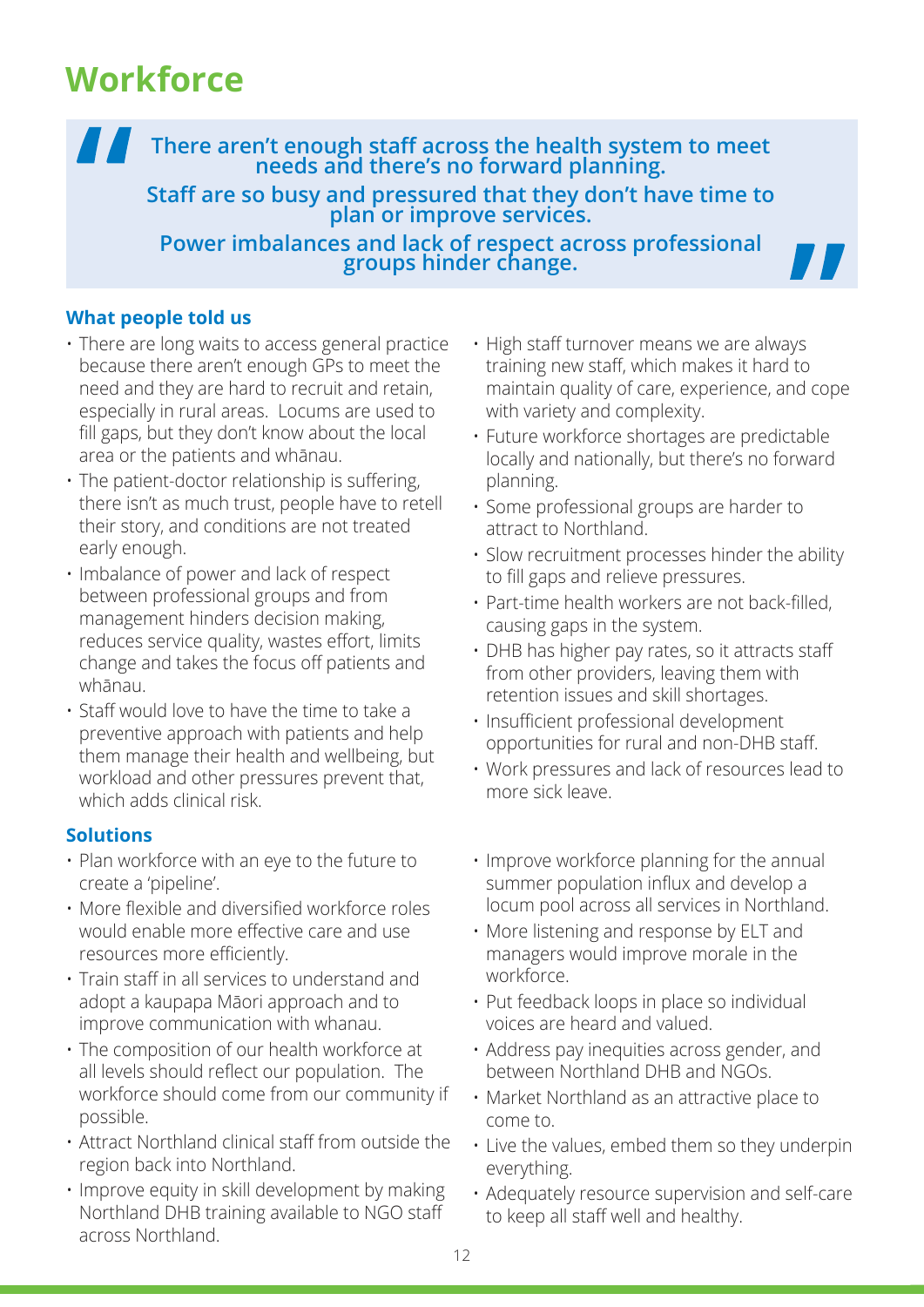# Workforce

> **There aren't enough staff across the health system to meet needs and there's no forward planning.**
>
> **Staff are so busy and pressured that they don't have time to plan or improve services.**
>
> **Power imbalances and lack of respect across professional groups hinder change.**

### What people told us

- There are long waits to access general practice because there aren't enough GPs to meet the need and they are hard to recruit and retain, especially in rural areas. Locums are used to fill gaps, but they don't know about the local area or the patients and whānau.
- The patient-doctor relationship is suffering, there isn't as much trust, people have to retell their story, and conditions are not treated early enough.
- Imbalance of power and lack of respect between professional groups and from management hinders decision making, reduces service quality, wastes effort, limits change and takes the focus off patients and whānau.
- Staff would love to have the time to take a preventive approach with patients and help them manage their health and wellbeing, but workload and other pressures prevent that, which adds clinical risk.
- High staff turnover means we are always training new staff, which makes it hard to maintain quality of care, experience, and cope with variety and complexity.
- Future workforce shortages are predictable locally and nationally, but there's no forward planning.
- Some professional groups are harder to attract to Northland.
- Slow recruitment processes hinder the ability to fill gaps and relieve pressures.
- Part-time health workers are not back-filled, causing gaps in the system.
- DHB has higher pay rates, so it attracts staff from other providers, leaving them with retention issues and skill shortages.
- Insufficient professional development opportunities for rural and non-DHB staff.
- Work pressures and lack of resources lead to more sick leave.

### Solutions

- Plan workforce with an eye to the future to create a 'pipeline'.
- More flexible and diversified workforce roles would enable more effective care and use resources more efficiently.
- Train staff in all services to understand and adopt a kaupapa Māori approach and to improve communication with whanau.
- The composition of our health workforce at all levels should reflect our population. The workforce should come from our community if possible.
- Attract Northland clinical staff from outside the region back into Northland.
- Improve equity in skill development by making Northland DHB training available to NGO staff across Northland.
- Improve workforce planning for the annual summer population influx and develop a locum pool across all services in Northland.
- More listening and response by ELT and managers would improve morale in the workforce.
- Put feedback loops in place so individual voices are heard and valued.
- Address pay inequities across gender, and between Northland DHB and NGOs.
- Market Northland as an attractive place to come to.
- Live the values, embed them so they underpin everything.
- Adequately resource supervision and self-care to keep all staff well and healthy.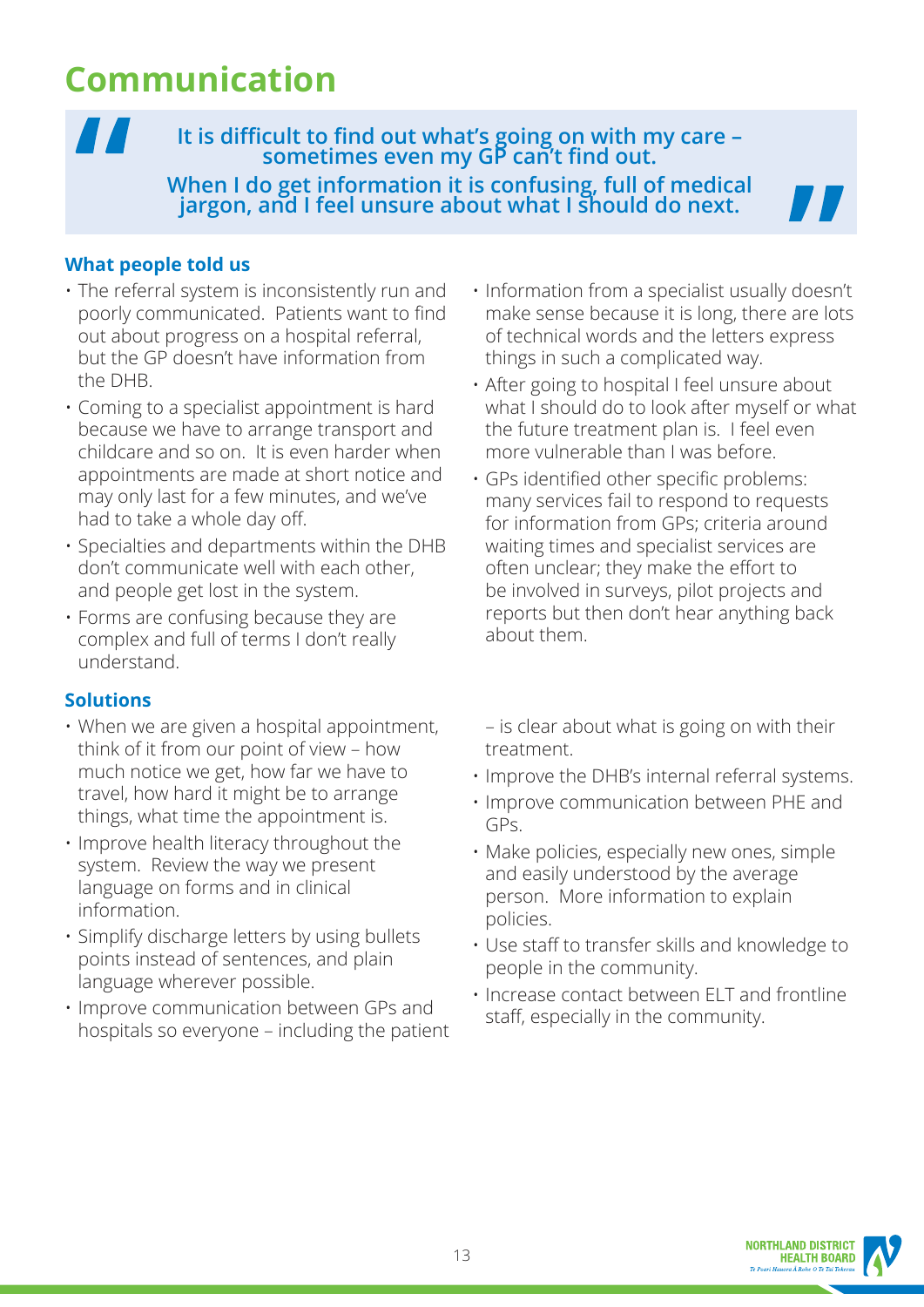# Communication

> **It is difficult to find out what's going on with my care – sometimes even my GP can't find out.**
>
> **When I do get information it is confusing, full of medical jargon, and I feel unsure about what I should do next.**

### What people told us

- The referral system is inconsistently run and poorly communicated. Patients want to find out about progress on a hospital referral, but the GP doesn't have information from the DHB.
- Coming to a specialist appointment is hard because we have to arrange transport and childcare and so on. It is even harder when appointments are made at short notice and may only last for a few minutes, and we've had to take a whole day off.
- Specialties and departments within the DHB don't communicate well with each other, and people get lost in the system.
- Forms are confusing because they are complex and full of terms I don't really understand.
- Information from a specialist usually doesn't make sense because it is long, there are lots of technical words and the letters express things in such a complicated way.
- After going to hospital I feel unsure about what I should do to look after myself or what the future treatment plan is. I feel even more vulnerable than I was before.
- GPs identified other specific problems: many services fail to respond to requests for information from GPs; criteria around waiting times and specialist services are often unclear; they make the effort to be involved in surveys, pilot projects and reports but then don't hear anything back about them.

### Solutions

- When we are given a hospital appointment, think of it from our point of view – how much notice we get, how far we have to travel, how hard it might be to arrange things, what time the appointment is.
- Improve health literacy throughout the system. Review the way we present language on forms and in clinical information.
- Simplify discharge letters by using bullets points instead of sentences, and plain language wherever possible.
- Improve communication between GPs and hospitals so everyone – including the patient – is clear about what is going on with their treatment.
- Improve the DHB's internal referral systems.
- Improve communication between PHE and GPs.
- Make policies, especially new ones, simple and easily understood by the average person. More information to explain policies.
- Use staff to transfer skills and knowledge to people in the community.
- Increase contact between ELT and frontline staff, especially in the community.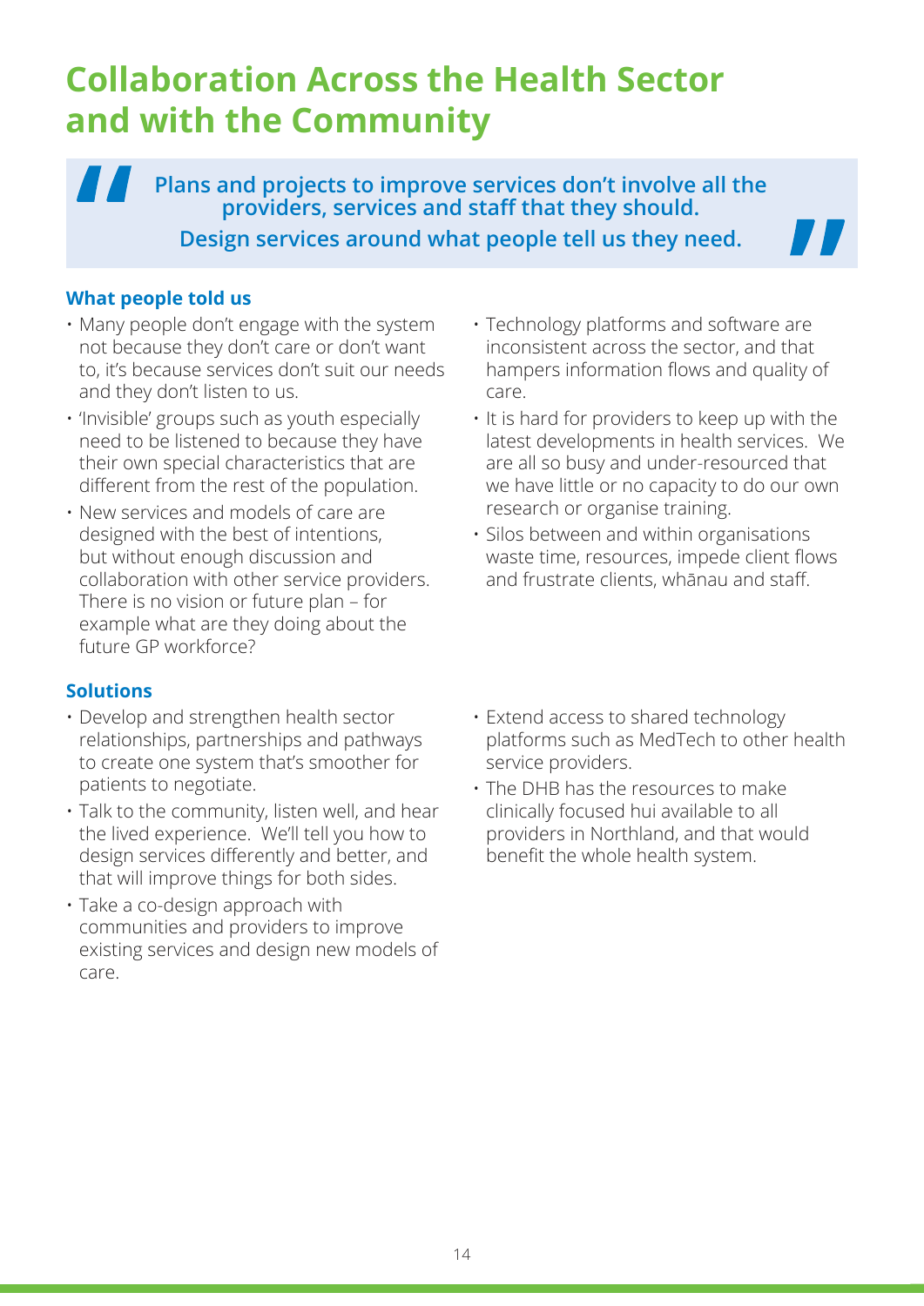# Collaboration Across the Health Sector and with the Community

> **Plans and projects to improve services don't involve all the providers, services and staff that they should.**
>
> **Design services around what people tell us they need.**

### What people told us

- Many people don't engage with the system not because they don't care or don't want to, it's because services don't suit our needs and they don't listen to us.
- 'Invisible' groups such as youth especially need to be listened to because they have their own special characteristics that are different from the rest of the population.
- New services and models of care are designed with the best of intentions, but without enough discussion and collaboration with other service providers. There is no vision or future plan – for example what are they doing about the future GP workforce?
- Technology platforms and software are inconsistent across the sector, and that hampers information flows and quality of care.
- It is hard for providers to keep up with the latest developments in health services. We are all so busy and under-resourced that we have little or no capacity to do our own research or organise training.
- Silos between and within organisations waste time, resources, impede client flows and frustrate clients, whānau and staff.

### Solutions

- Develop and strengthen health sector relationships, partnerships and pathways to create one system that's smoother for patients to negotiate.
- Talk to the community, listen well, and hear the lived experience. We'll tell you how to design services differently and better, and that will improve things for both sides.
- Take a co-design approach with communities and providers to improve existing services and design new models of care.
- Extend access to shared technology platforms such as MedTech to other health service providers.
- The DHB has the resources to make clinically focused hui available to all providers in Northland, and that would benefit the whole health system.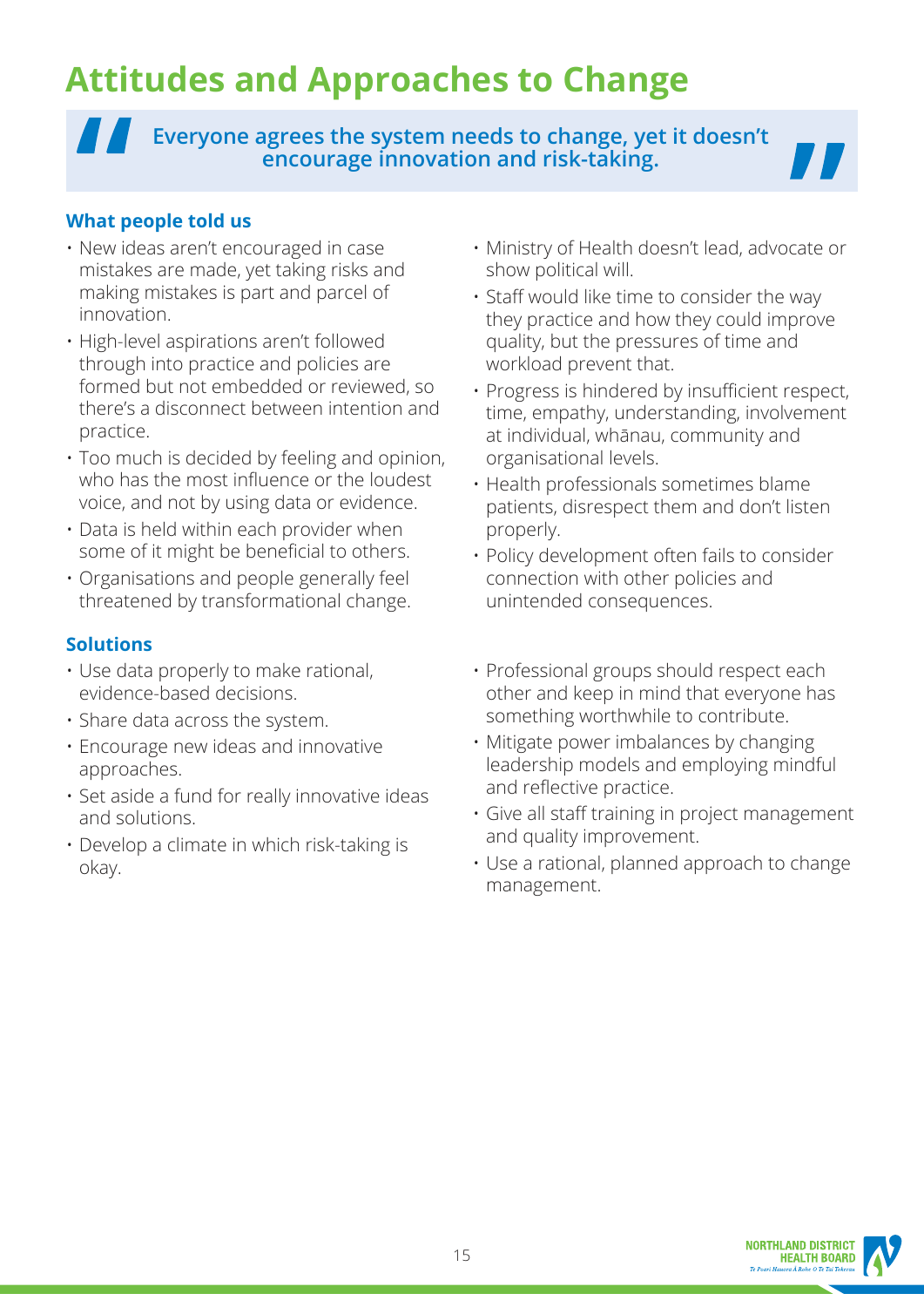# Attitudes and Approaches to Change

> **Everyone agrees the system needs to change, yet it doesn't encourage innovation and risk-taking.**

### What people told us

- New ideas aren't encouraged in case mistakes are made, yet taking risks and making mistakes is part and parcel of innovation.
- High-level aspirations aren't followed through into practice and policies are formed but not embedded or reviewed, so there's a disconnect between intention and practice.
- Too much is decided by feeling and opinion, who has the most influence or the loudest voice, and not by using data or evidence.
- Data is held within each provider when some of it might be beneficial to others.
- Organisations and people generally feel threatened by transformational change.
- Ministry of Health doesn't lead, advocate or show political will.
- Staff would like time to consider the way they practice and how they could improve quality, but the pressures of time and workload prevent that.
- Progress is hindered by insufficient respect, time, empathy, understanding, involvement at individual, whānau, community and organisational levels.
- Health professionals sometimes blame patients, disrespect them and don't listen properly.
- Policy development often fails to consider connection with other policies and unintended consequences.

### Solutions

- Use data properly to make rational, evidence-based decisions.
- Share data across the system.
- Encourage new ideas and innovative approaches.
- Set aside a fund for really innovative ideas and solutions.
- Develop a climate in which risk-taking is okay.
- Professional groups should respect each other and keep in mind that everyone has something worthwhile to contribute.
- Mitigate power imbalances by changing leadership models and employing mindful and reflective practice.
- Give all staff training in project management and quality improvement.
- Use a rational, planned approach to change management.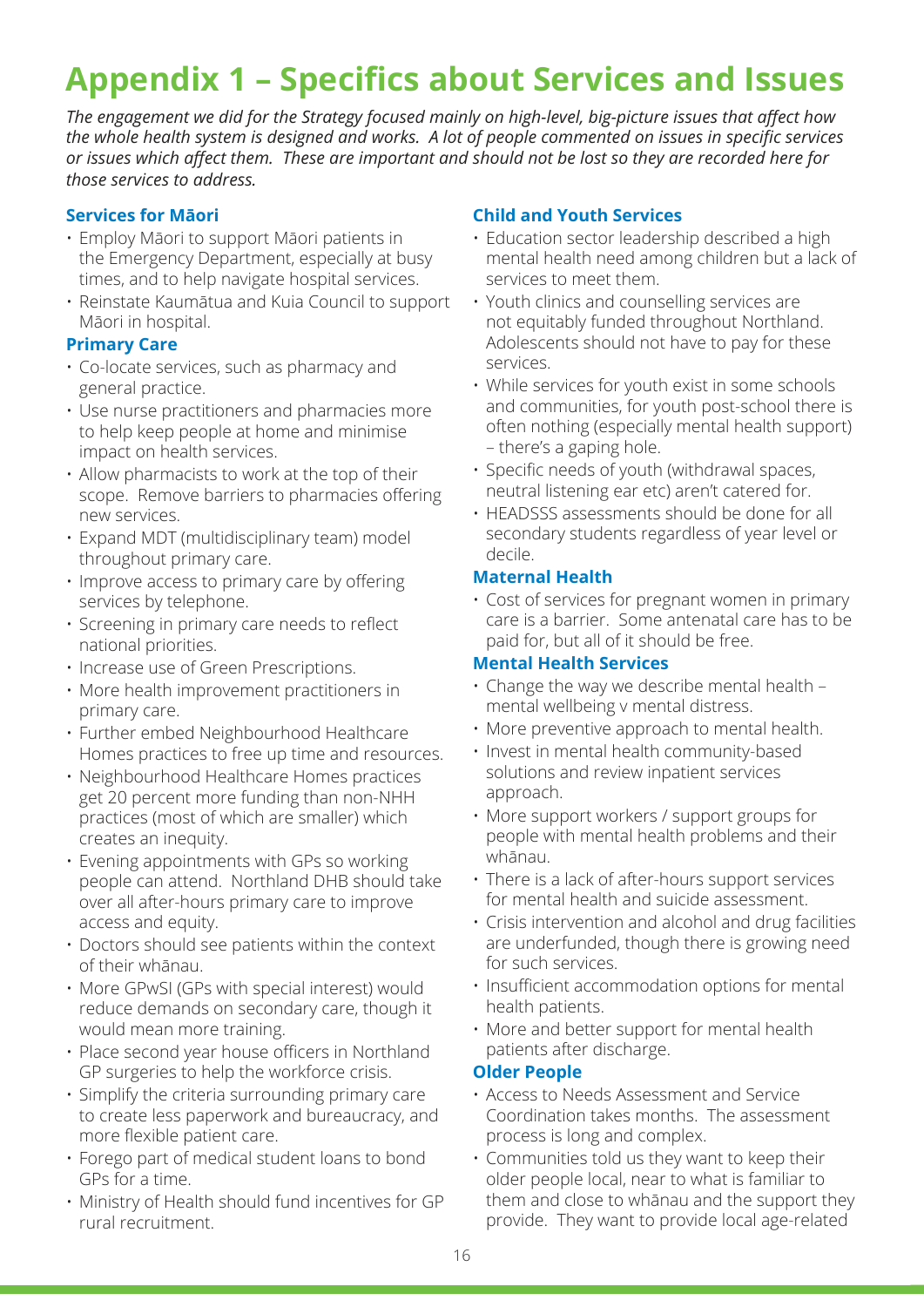# Appendix 1 – Specifics about Services and Issues

*The engagement we did for the Strategy focused mainly on high-level, big-picture issues that affect how the whole health system is designed and works. A lot of people commented on issues in specific services or issues which affect them. These are important and should not be lost so they are recorded here for those services to address.*

### Services for Māori

- Employ Māori to support Māori patients in the Emergency Department, especially at busy times, and to help navigate hospital services.
- Reinstate Kaumātua and Kuia Council to support Māori in hospital.

### Primary Care

- Co-locate services, such as pharmacy and general practice.
- Use nurse practitioners and pharmacies more to help keep people at home and minimise impact on health services.
- Allow pharmacists to work at the top of their scope. Remove barriers to pharmacies offering new services.
- Expand MDT (multidisciplinary team) model throughout primary care.
- Improve access to primary care by offering services by telephone.
- Screening in primary care needs to reflect national priorities.
- Increase use of Green Prescriptions.
- More health improvement practitioners in primary care.
- Further embed Neighbourhood Healthcare Homes practices to free up time and resources.
- Neighbourhood Healthcare Homes practices get 20 percent more funding than non-NHH practices (most of which are smaller) which creates an inequity.
- Evening appointments with GPs so working people can attend. Northland DHB should take over all after-hours primary care to improve access and equity.
- Doctors should see patients within the context of their whānau.
- More GPwSI (GPs with special interest) would reduce demands on secondary care, though it would mean more training.
- Place second year house officers in Northland GP surgeries to help the workforce crisis.
- Simplify the criteria surrounding primary care to create less paperwork and bureaucracy, and more flexible patient care.
- Forego part of medical student loans to bond GPs for a time.
- Ministry of Health should fund incentives for GP rural recruitment.

### Child and Youth Services

- Education sector leadership described a high mental health need among children but a lack of services to meet them.
- Youth clinics and counselling services are not equitably funded throughout Northland. Adolescents should not have to pay for these services.
- While services for youth exist in some schools and communities, for youth post-school there is often nothing (especially mental health support) – there's a gaping hole.
- Specific needs of youth (withdrawal spaces, neutral listening ear etc) aren't catered for.
- HEADSSS assessments should be done for all secondary students regardless of year level or decile.

### Maternal Health

- Cost of services for pregnant women in primary care is a barrier. Some antenatal care has to be paid for, but all of it should be free.

### Mental Health Services

- Change the way we describe mental health – mental wellbeing v mental distress.
- More preventive approach to mental health.
- Invest in mental health community-based solutions and review inpatient services approach.
- More support workers / support groups for people with mental health problems and their whānau.
- There is a lack of after-hours support services for mental health and suicide assessment.
- Crisis intervention and alcohol and drug facilities are underfunded, though there is growing need for such services.
- Insufficient accommodation options for mental health patients.
- More and better support for mental health patients after discharge.

### Older People

- Access to Needs Assessment and Service Coordination takes months. The assessment process is long and complex.
- Communities told us they want to keep their older people local, near to what is familiar to them and close to whānau and the support they provide. They want to provide local age-related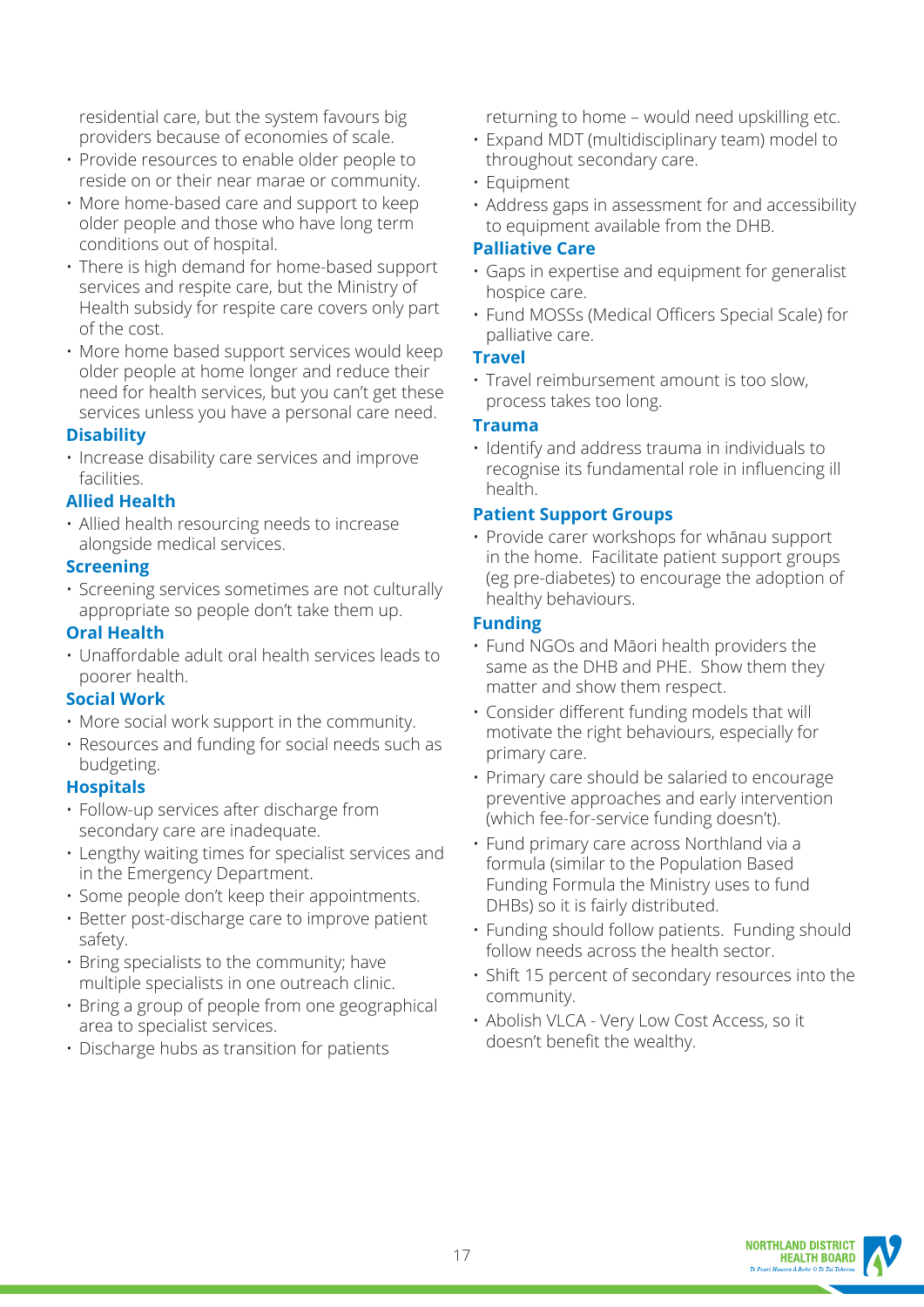residential care, but the system favours big providers because of economies of scale.

- Provide resources to enable older people to reside on or their near marae or community.
- More home-based care and support to keep older people and those who have long term conditions out of hospital.
- There is high demand for home-based support services and respite care, but the Ministry of Health subsidy for respite care covers only part of the cost.
- More home based support services would keep older people at home longer and reduce their need for health services, but you can't get these services unless you have a personal care need.

### Disability

- Increase disability care services and improve facilities.

### Allied Health

- Allied health resourcing needs to increase alongside medical services.

### Screening

- Screening services sometimes are not culturally appropriate so people don't take them up.

### Oral Health

- Unaffordable adult oral health services leads to poorer health.

### Social Work

- More social work support in the community.
- Resources and funding for social needs such as budgeting.

### Hospitals

- Follow-up services after discharge from secondary care are inadequate.
- Lengthy waiting times for specialist services and in the Emergency Department.
- Some people don't keep their appointments.
- Better post-discharge care to improve patient safety.
- Bring specialists to the community; have multiple specialists in one outreach clinic.
- Bring a group of people from one geographical area to specialist services.
- Discharge hubs as transition for patients returning to home – would need upskilling etc.
- Expand MDT (multidisciplinary team) model to throughout secondary care.
- Equipment
- Address gaps in assessment for and accessibility to equipment available from the DHB.

### Palliative Care

- Gaps in expertise and equipment for generalist hospice care.
- Fund MOSSs (Medical Officers Special Scale) for palliative care.

### Travel

- Travel reimbursement amount is too slow, process takes too long.

### Trauma

- Identify and address trauma in individuals to recognise its fundamental role in influencing ill health.

### Patient Support Groups

- Provide carer workshops for whānau support in the home. Facilitate patient support groups (eg pre-diabetes) to encourage the adoption of healthy behaviours.

### Funding

- Fund NGOs and Māori health providers the same as the DHB and PHE. Show them they matter and show them respect.
- Consider different funding models that will motivate the right behaviours, especially for primary care.
- Primary care should be salaried to encourage preventive approaches and early intervention (which fee-for-service funding doesn't).
- Fund primary care across Northland via a formula (similar to the Population Based Funding Formula the Ministry uses to fund DHBs) so it is fairly distributed.
- Funding should follow patients. Funding should follow needs across the health sector.
- Shift 15 percent of secondary resources into the community.
- Abolish VLCA - Very Low Cost Access, so it doesn't benefit the wealthy.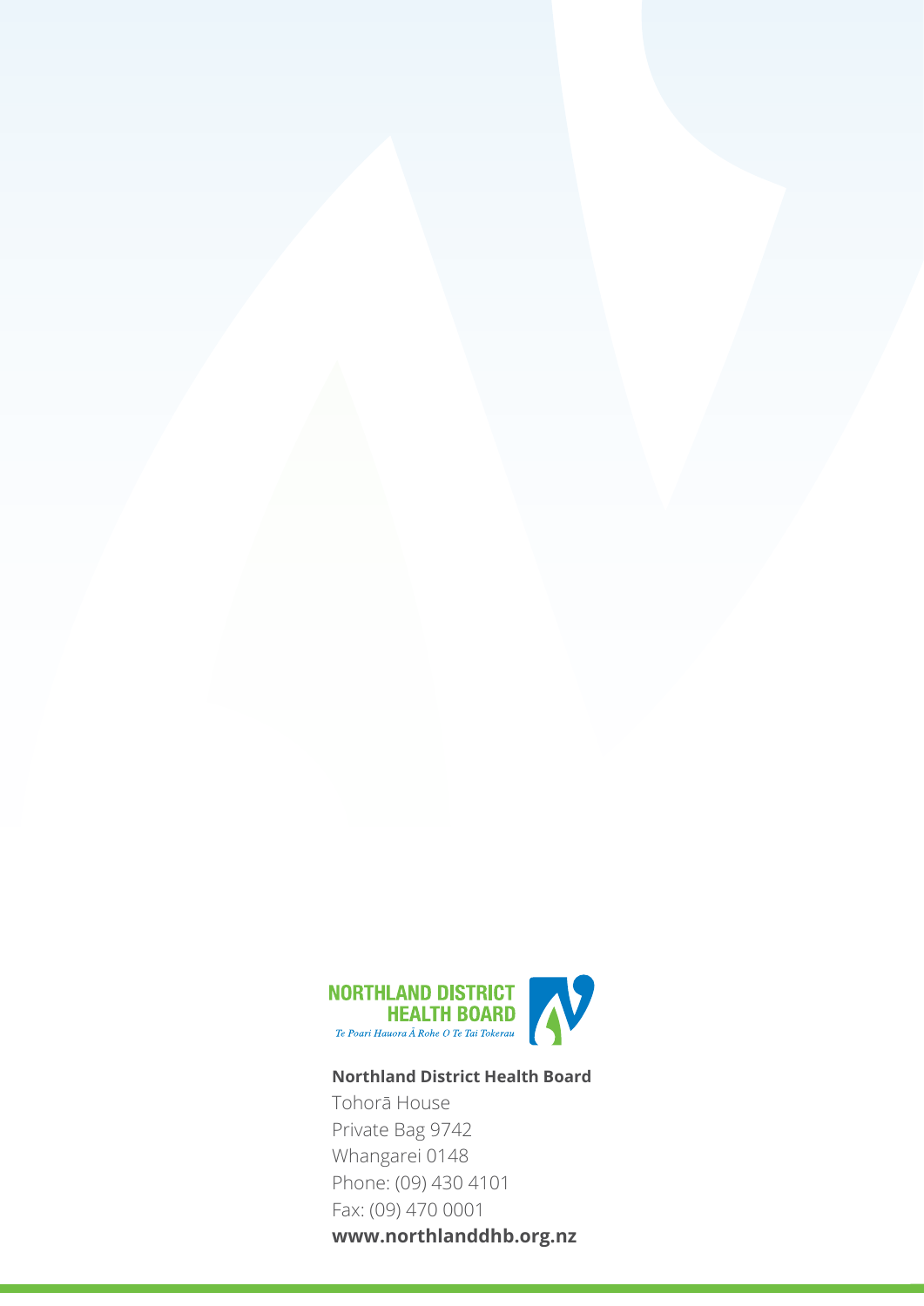NORTHLAND DISTRICT HEALTH BOARD

*Te Poari Hauora Ā Rohe O Te Tai Tokerau*

**Northland District Health Board**

Tohorā House

Private Bag 9742

Whangarei 0148

Phone: (09) 430 4101

Fax: (09) 470 0001

**www.northlanddhb.org.nz**